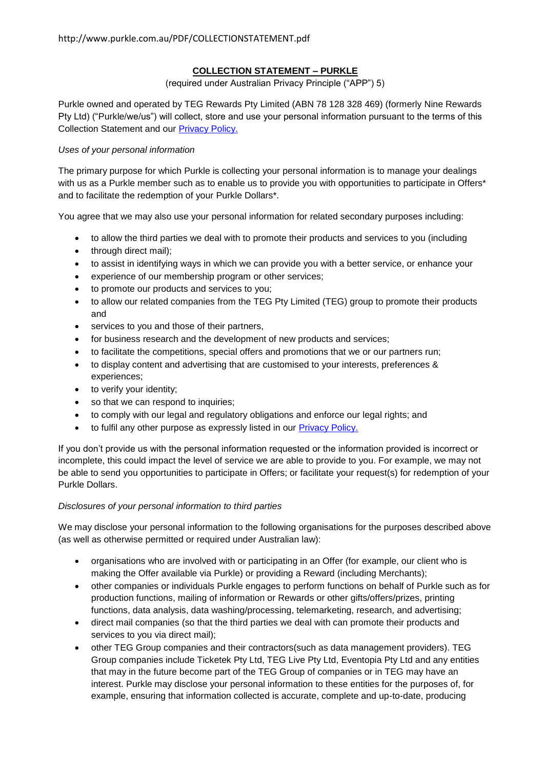http://www.purkle.com.au/PDF/COLLECTIONSTATEMENT.pdf

# COLLECTION STATEMENT – PURKLE

(required under Australian Privacy Principle ("APP") 5)

Purkle owned and operated by TEG Rewards Pty Limited (ABN 78 128 328 469) (formerly Nine Rewards Pty Ltd) ("Purkle/we/us") will collect, store and use your personal information pursuant to the terms of this Collection Statement and our [Privacy Policy.]

*Uses of your personal information*

The primary purpose for which Purkle is collecting your personal information is to manage your dealings with us as a Purkle member such as to enable us to provide you with opportunities to participate in Offers* and to facilitate the redemption of your Purkle Dollars*.

You agree that we may also use your personal information for related secondary purposes including:

- to allow the third parties we deal with to promote their products and services to you (including
- through direct mail);
- to assist in identifying ways in which we can provide you with a better service, or enhance your
- experience of our membership program or other services;
- to promote our products and services to you;
- to allow our related companies from the TEG Pty Limited (TEG) group to promote their products and
- services to you and those of their partners,
- for business research and the development of new products and services;
- to facilitate the competitions, special offers and promotions that we or our partners run;
- to display content and advertising that are customised to your interests, preferences & experiences;
- to verify your identity;
- so that we can respond to inquiries;
- to comply with our legal and regulatory obligations and enforce our legal rights; and
- to fulfil any other purpose as expressly listed in our [Privacy Policy.]

If you don't provide us with the personal information requested or the information provided is incorrect or incomplete, this could impact the level of service we are able to provide to you. For example, we may not be able to send you opportunities to participate in Offers; or facilitate your request(s) for redemption of your Purkle Dollars.

*Disclosures of your personal information to third parties*

We may disclose your personal information to the following organisations for the purposes described above (as well as otherwise permitted or required under Australian law):

- organisations who are involved with or participating in an Offer (for example, our client who is making the Offer available via Purkle) or providing a Reward (including Merchants);
- other companies or individuals Purkle engages to perform functions on behalf of Purkle such as for production functions, mailing of information or Rewards or other gifts/offers/prizes, printing functions, data analysis, data washing/processing, telemarketing, research, and advertising;
- direct mail companies (so that the third parties we deal with can promote their products and services to you via direct mail);
- other TEG Group companies and their contractors(such as data management providers). TEG Group companies include Ticketek Pty Ltd, TEG Live Pty Ltd, Eventopia Pty Ltd and any entities that may in the future become part of the TEG Group of companies or in TEG may have an interest. Purkle may disclose your personal information to these entities for the purposes of, for example, ensuring that information collected is accurate, complete and up-to-date, producing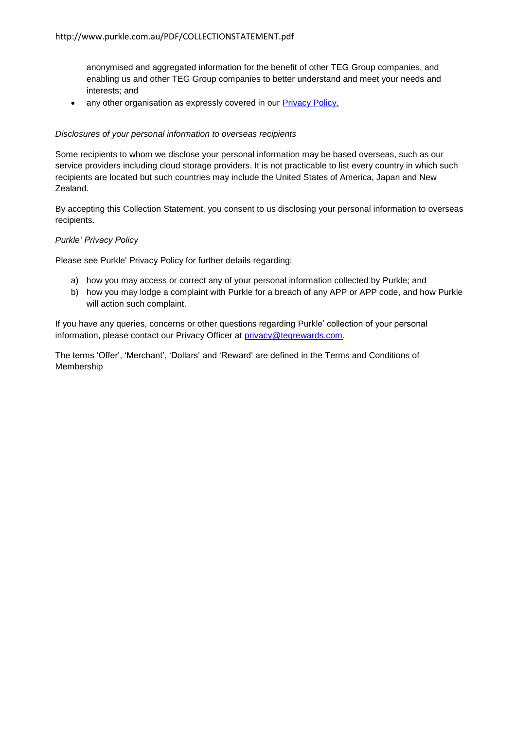anonymised and aggregated information for the benefit of other TEG Group companies, and enabling us and other TEG Group companies to better understand and meet your needs and interests; and

- any other organisation as expressly covered in our [Privacy Policy.]()

*Disclosures of your personal information to overseas recipients*

Some recipients to whom we disclose your personal information may be based overseas, such as our service providers including cloud storage providers. It is not practicable to list every country in which such recipients are located but such countries may include the United States of America, Japan and New Zealand.

By accepting this Collection Statement, you consent to us disclosing your personal information to overseas recipients.

*Purkle' Privacy Policy*

Please see Purkle' Privacy Policy for further details regarding:

a) how you may access or correct any of your personal information collected by Purkle; and
b) how you may lodge a complaint with Purkle for a breach of any APP or APP code, and how Purkle will action such complaint.

If you have any queries, concerns or other questions regarding Purkle' collection of your personal information, please contact our Privacy Officer at privacy@tegrewards.com.

The terms 'Offer', 'Merchant', 'Dollars' and 'Reward' are defined in the Terms and Conditions of Membership